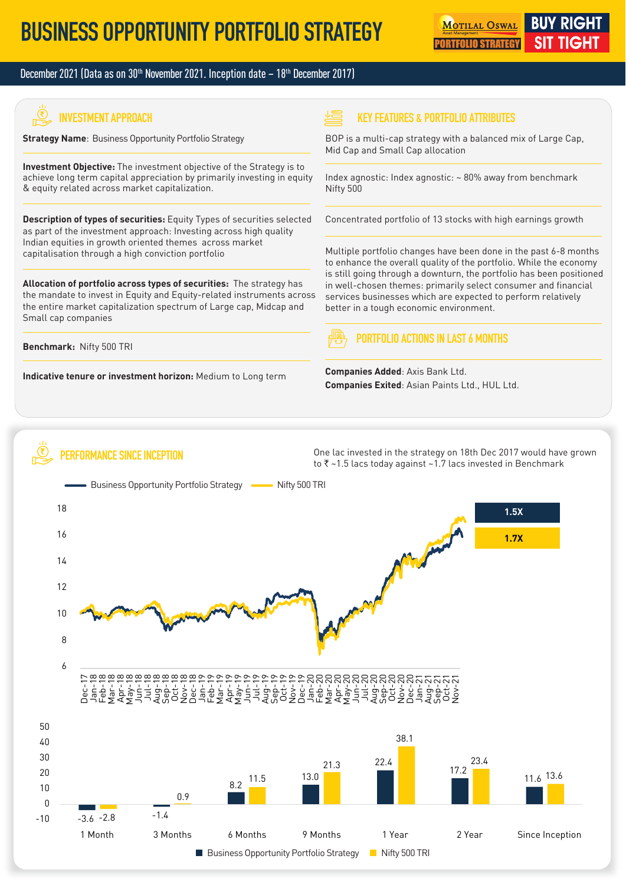# BUSINESS OPPORTUNITY PORTFOLIO STRATEGY

MOTILAL OSWAL PORTFOLIO STRATEGY — BUY RIGHT SIT TIGHT

December 2021 (Data as on 30th November 2021. Inception date – 18th December 2017)

## INVESTMENT APPROACH

**Strategy Name**: Business Opportunity Portfolio Strategy

**Investment Objective:** The investment objective of the Strategy is to achieve long term capital appreciation by primarily investing in equity & equity related across market capitalization.

**Description of types of securities:** Equity Types of securities selected as part of the investment approach: Investing across high quality Indian equities in growth oriented themes across market capitalisation through a high conviction portfolio

**Allocation of portfolio across types of securities:** The strategy has the mandate to invest in Equity and Equity-related instruments across the entire market capitalization spectrum of Large cap, Midcap and Small cap companies

**Benchmark:** Nifty 500 TRI

**Indicative tenure or investment horizon:** Medium to Long term

## KEY FEATURES & PORTFOLIO ATTRIBUTES

BOP is a multi-cap strategy with a balanced mix of Large Cap, Mid Cap and Small Cap allocation

Index agnostic: Index agnostic: ~ 80% away from benchmark Nifty 500

Concentrated portfolio of 13 stocks with high earnings growth

Multiple portfolio changes have been done in the past 6-8 months to enhance the overall quality of the portfolio. While the economy is still going through a downturn, the portfolio has been positioned in well-chosen themes: primarily select consumer and financial services businesses which are expected to perform relatively better in a tough economic environment.

## PORTFOLIO ACTIONS IN LAST 6 MONTHS

**Companies Added**: Axis Bank Ltd.
**Companies Exited**: Asian Paints Ltd., HUL Ltd.

## PERFORMANCE SINCE INCEPTION

One lac invested in the strategy on 18th Dec 2017 would have grown to ₹ ~1.5 lacs today against ~1.7 lacs invested in Benchmark

| | Business Opportunity Portfolio Strategy | Nifty 500 TRI |
|---|---|---|
| Growth of investment | 1.5X | 1.7X |

| Period | Business Opportunity Portfolio Strategy | Nifty 500 TRI |
|---|---|---|
| 1 Month | -3.6 | -2.8 |
| 3 Months | -1.4 | 0.9 |
| 6 Months | 8.2 | 11.5 |
| 9 Months | 13.0 | 21.3 |
| 1 Year | 22.4 | 38.1 |
| 2 Year | 17.2 | 23.4 |
| Since Inception | 11.6 | 13.6 |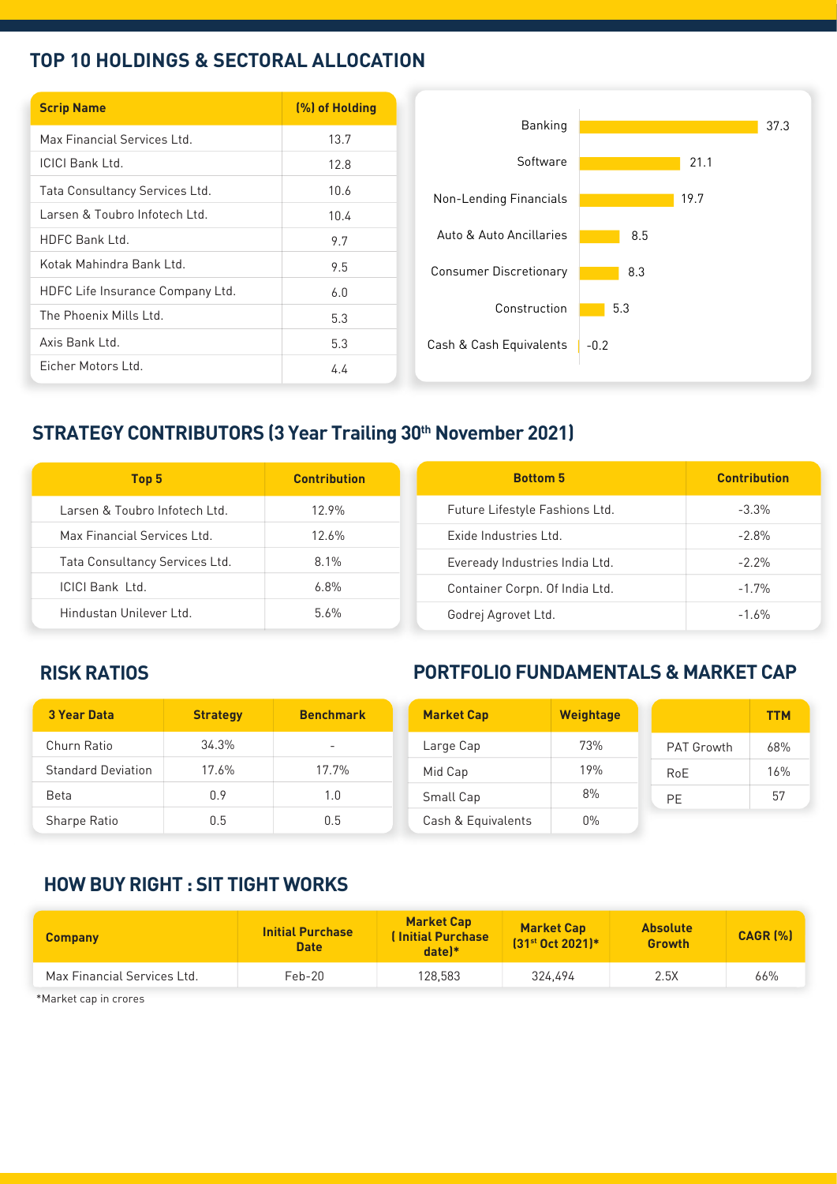## TOP 10 HOLDINGS & SECTORAL ALLOCATION

| Scrip Name | (%) of Holding |
|---|---|
| Max Financial Services Ltd. | 13.7 |
| ICICI Bank Ltd. | 12.8 |
| Tata Consultancy Services Ltd. | 10.6 |
| Larsen & Toubro Infotech Ltd. | 10.4 |
| HDFC Bank Ltd. | 9.7 |
| Kotak Mahindra Bank Ltd. | 9.5 |
| HDFC Life Insurance Company Ltd. | 6.0 |
| The Phoenix Mills Ltd. | 5.3 |
| Axis Bank Ltd. | 5.3 |
| Eicher Motors Ltd. | 4.4 |

| Sector | % |
|---|---|
| Banking | 37.3 |
| Software | 21.1 |
| Non-Lending Financials | 19.7 |
| Auto & Auto Ancillaries | 8.5 |
| Consumer Discretionary | 8.3 |
| Construction | 5.3 |
| Cash & Cash Equivalents | -0.2 |

## STRATEGY CONTRIBUTORS (3 Year Trailing 30th November 2021)

| Top 5 | Contribution |
|---|---|
| Larsen & Toubro Infotech Ltd. | 12.9% |
| Max Financial Services Ltd. | 12.6% |
| Tata Consultancy Services Ltd. | 8.1% |
| ICICI Bank Ltd. | 6.8% |
| Hindustan Unilever Ltd. | 5.6% |

| Bottom 5 | Contribution |
|---|---|
| Future Lifestyle Fashions Ltd. | -3.3% |
| Exide Industries Ltd. | -2.8% |
| Eveready Industries India Ltd. | -2.2% |
| Container Corpn. Of India Ltd. | -1.7% |
| Godrej Agrovet Ltd. | -1.6% |

## RISK RATIOS

| 3 Year Data | Strategy | Benchmark |
|---|---|---|
| Churn Ratio | 34.3% | - |
| Standard Deviation | 17.6% | 17.7% |
| Beta | 0.9 | 1.0 |
| Sharpe Ratio | 0.5 | 0.5 |

## PORTFOLIO FUNDAMENTALS & MARKET CAP

| Market Cap | Weightage |
|---|---|
| Large Cap | 73% |
| Mid Cap | 19% |
| Small Cap | 8% |
| Cash & Equivalents | 0% |

| | TTM |
|---|---|
| PAT Growth | 68% |
| RoE | 16% |
| PE | 57 |

## HOW BUY RIGHT : SIT TIGHT WORKS

| Company | Initial Purchase Date | Market Cap ( Initial Purchase date)* | Market Cap (31st Oct 2021)* | Absolute Growth | CAGR (%) |
|---|---|---|---|---|---|
| Max Financial Services Ltd. | Feb-20 | 128,583 | 324,494 | 2.5X | 66% |

*Market cap in crores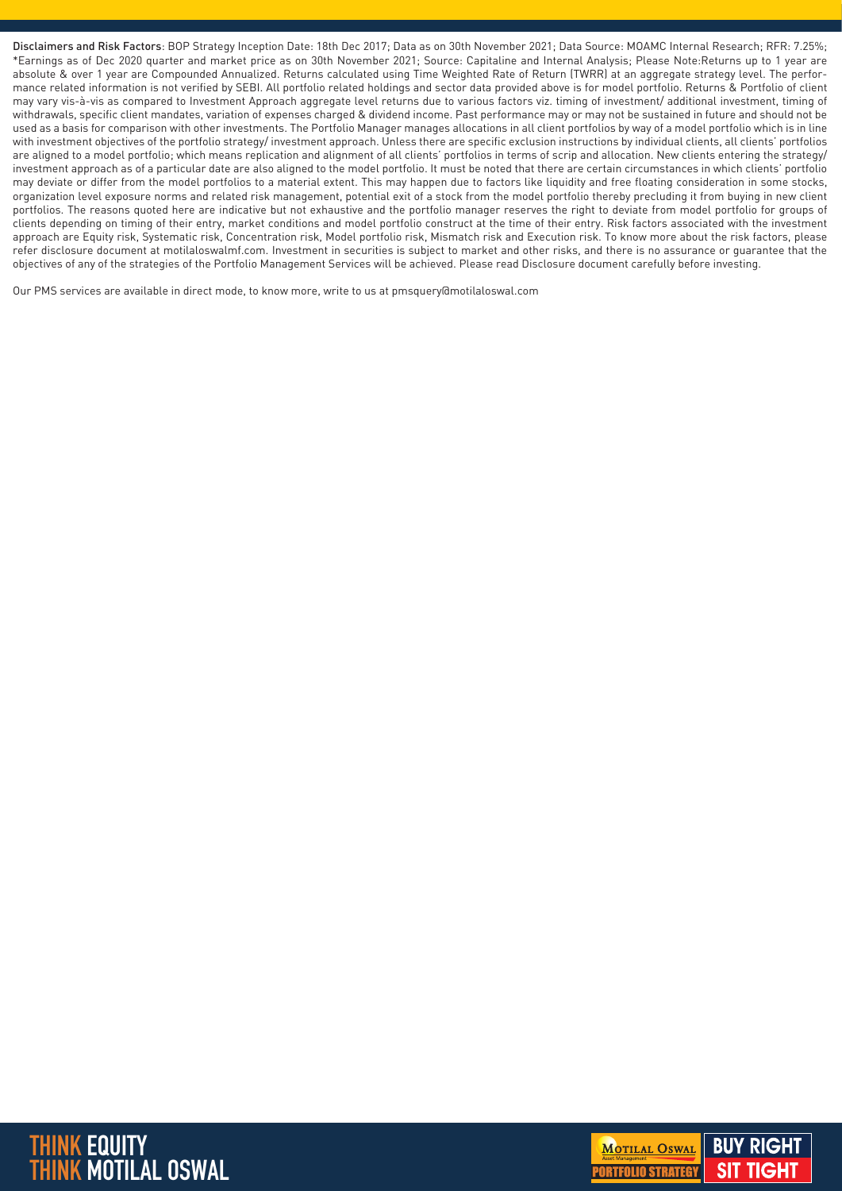**Disclaimers and Risk Factors**: BOP Strategy Inception Date: 18th Dec 2017; Data as on 30th November 2021; Data Source: MOAMC Internal Research; RFR: 7.25%; *Earnings as of Dec 2020 quarter and market price as on 30th November 2021; Source: Capitaline and Internal Analysis; Please Note:Returns up to 1 year are absolute & over 1 year are Compounded Annualized. Returns calculated using Time Weighted Rate of Return (TWRR) at an aggregate strategy level. The performance related information is not verified by SEBI. All portfolio related holdings and sector data provided above is for model portfolio. Returns & Portfolio of client may vary vis-à-vis as compared to Investment Approach aggregate level returns due to various factors viz. timing of investment/ additional investment, timing of withdrawals, specific client mandates, variation of expenses charged & dividend income. Past performance may or may not be sustained in future and should not be used as a basis for comparison with other investments. The Portfolio Manager manages allocations in all client portfolios by way of a model portfolio which is in line with investment objectives of the portfolio strategy/ investment approach. Unless there are specific exclusion instructions by individual clients, all clients' portfolios are aligned to a model portfolio; which means replication and alignment of all clients' portfolios in terms of scrip and allocation. New clients entering the strategy/ investment approach as of a particular date are also aligned to the model portfolio. It must be noted that there are certain circumstances in which clients' portfolio may deviate or differ from the model portfolios to a material extent. This may happen due to factors like liquidity and free floating consideration in some stocks, organization level exposure norms and related risk management, potential exit of a stock from the model portfolio thereby precluding it from buying in new client portfolios. The reasons quoted here are indicative but not exhaustive and the portfolio manager reserves the right to deviate from model portfolio for groups of clients depending on timing of their entry, market conditions and model portfolio construct at the time of their entry. Risk factors associated with the investment approach are Equity risk, Systematic risk, Concentration risk, Model portfolio risk, Mismatch risk and Execution risk. To know more about the risk factors, please refer disclosure document at motilaloswalmf.com. Investment in securities is subject to market and other risks, and there is no assurance or guarantee that the objectives of any of the strategies of the Portfolio Management Services will be achieved. Please read Disclosure document carefully before investing.

Our PMS services are available in direct mode, to know more, write to us at pmsquery@motilaloswal.com

THINK EQUITY
THINK MOTILAL OSWAL

MOTILAL OSWAL Asset Management PORTFOLIO STRATEGY

BUY RIGHT SIT TIGHT